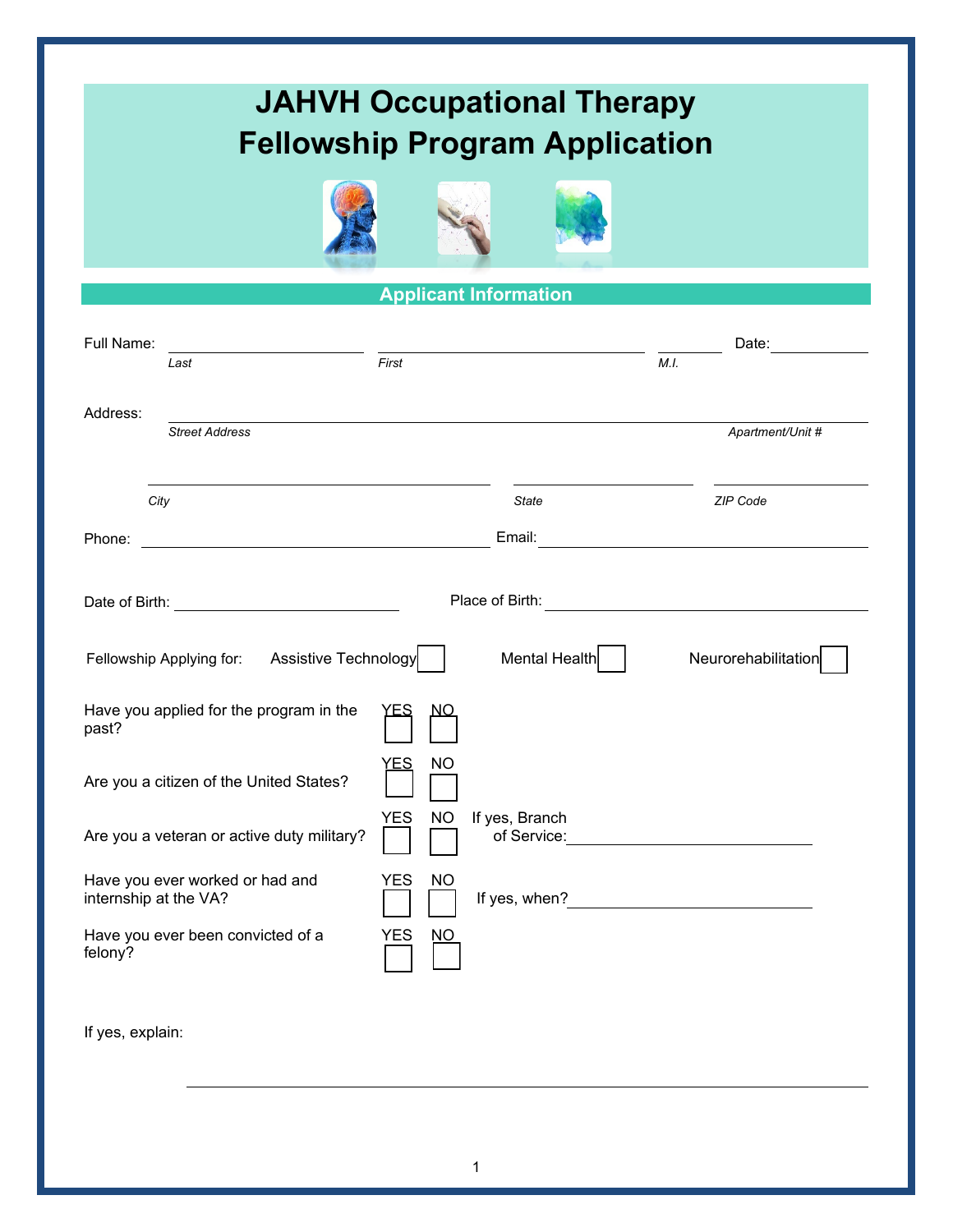# JAHVH Occupational Therapy Fellowship Program Application

## Applicant Information

Full Name: ______________________ ______________________ ________ Date: ____________

*Last* *First* *M.I.*

Address: ______________________________________________________________

*Street Address* *Apartment/Unit #*

______________________ ______________________ ______________________

*City* *State* *ZIP Code*

Phone: ______________________ Email: ______________________

Date of Birth: ______________________ Place of Birth: ______________________

Fellowship Applying for: Assistive Technology ☐ Mental Health ☐ Neurorehabilitation ☐

Have you applied for the program in the past? YES ☐ NO ☐

Are you a citizen of the United States? YES ☐ NO ☐

Are you a veteran or active duty military? YES ☐ NO ☐ If yes, Branch of Service: ______________________

Have you ever worked or had and internship at the VA? YES ☐ NO ☐ If yes, when? ______________________

Have you ever been convicted of a felony? YES ☐ NO ☐

If yes, explain:

______________________________________________________________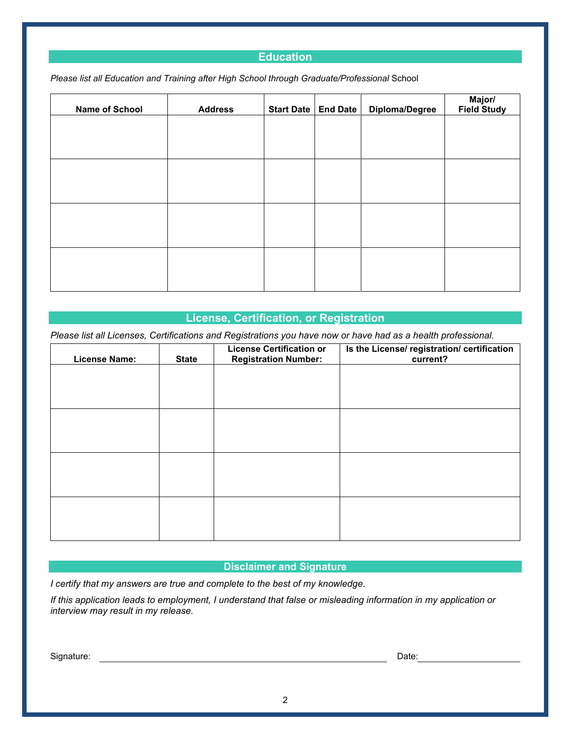## Education

*Please list all Education and Training after High School through Graduate/Professional* School

| Name of School | Address | Start Date | End Date | Diploma/Degree | Major/ Field Study |
|---|---|---|---|---|---|
| | | | | | |
| | | | | | |
| | | | | | |
| | | | | | |

## License, Certification, or Registration

*Please list all Licenses, Certifications and Registrations you have now or have had as a health professional.*

| License Name: | State | License Certification or Registration Number: | Is the License/ registration/ certification current? |
|---|---|---|---|
| | | | |
| | | | |
| | | | |
| | | | |

## Disclaimer and Signature

*I certify that my answers are true and complete to the best of my knowledge.*

*If this application leads to employment, I understand that false or misleading information in my application or interview may result in my release.*

Signature: ______________________________ Date: ______________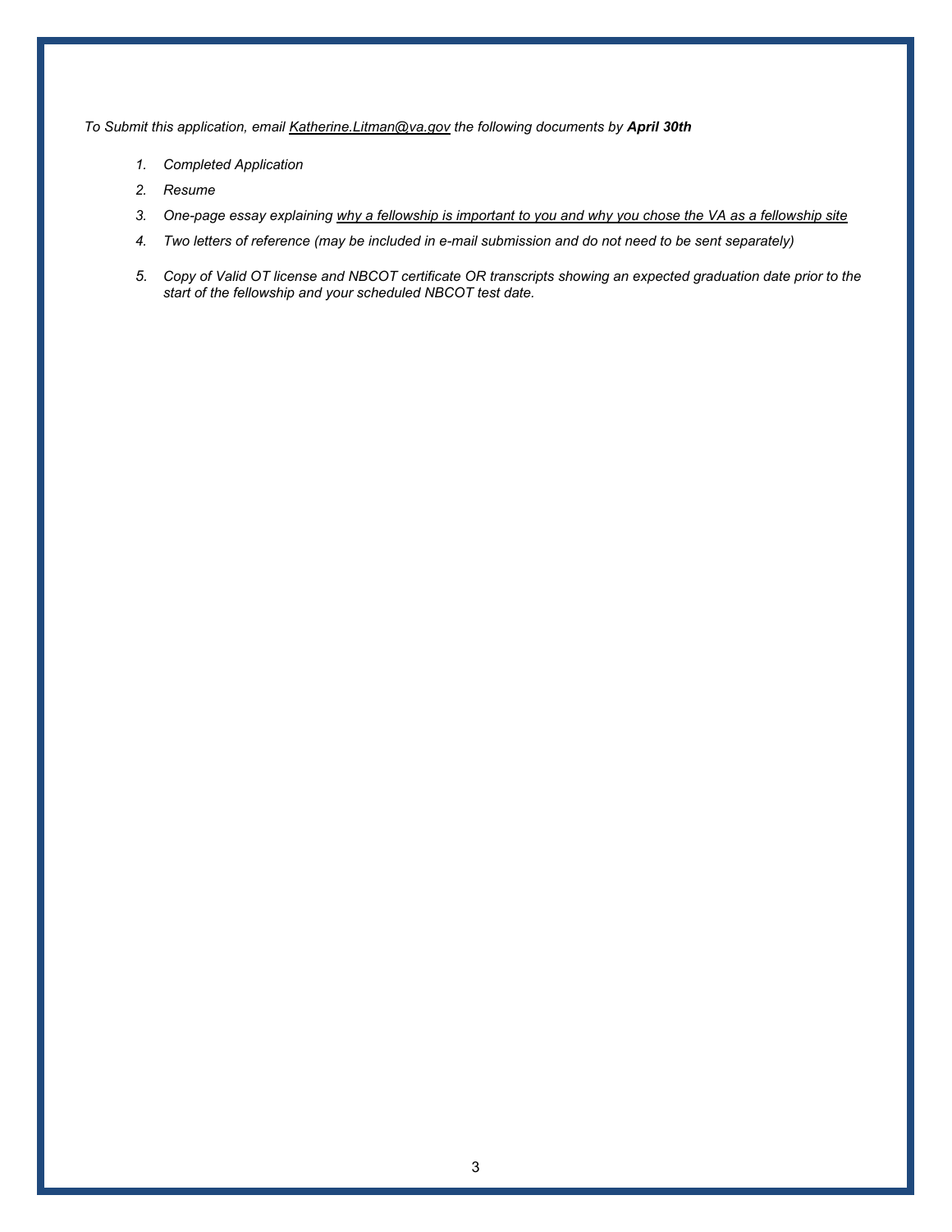*To Submit this application, email Katherine.Litman@va.gov the following documents by **April 30th***

1. *Completed Application*
2. *Resume*
3. *One-page essay explaining why a fellowship is important to you and why you chose the VA as a fellowship site*
4. *Two letters of reference (may be included in e-mail submission and do not need to be sent separately)*
5. *Copy of Valid OT license and NBCOT certificate OR transcripts showing an expected graduation date prior to the start of the fellowship and your scheduled NBCOT test date.*